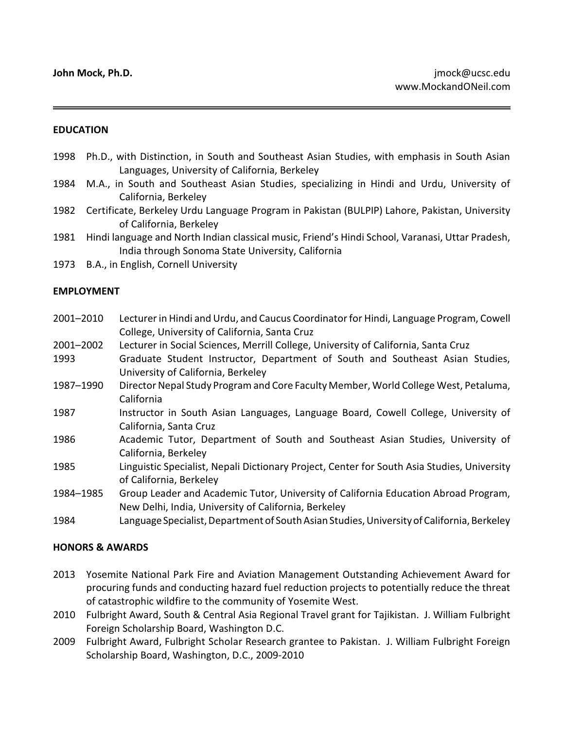**John Mock, Ph.D.**

jmock@ucsc.edu
www.MockandONeil.com

---

## EDUCATION

1998 Ph.D., with Distinction, in South and Southeast Asian Studies, with emphasis in South Asian Languages, University of California, Berkeley

1984 M.A., in South and Southeast Asian Studies, specializing in Hindi and Urdu, University of California, Berkeley

1982 Certificate, Berkeley Urdu Language Program in Pakistan (BULPIP) Lahore, Pakistan, University of California, Berkeley

1981 Hindi language and North Indian classical music, Friend's Hindi School, Varanasi, Uttar Pradesh, India through Sonoma State University, California

1973 B.A., in English, Cornell University

## EMPLOYMENT

2001–2010 Lecturer in Hindi and Urdu, and Caucus Coordinator for Hindi, Language Program, Cowell College, University of California, Santa Cruz

2001–2002 Lecturer in Social Sciences, Merrill College, University of California, Santa Cruz

1993 Graduate Student Instructor, Department of South and Southeast Asian Studies, University of California, Berkeley

1987–1990 Director Nepal Study Program and Core Faculty Member, World College West, Petaluma, California

1987 Instructor in South Asian Languages, Language Board, Cowell College, University of California, Santa Cruz

1986 Academic Tutor, Department of South and Southeast Asian Studies, University of California, Berkeley

1985 Linguistic Specialist, Nepali Dictionary Project, Center for South Asia Studies, University of California, Berkeley

1984–1985 Group Leader and Academic Tutor, University of California Education Abroad Program, New Delhi, India, University of California, Berkeley

1984 Language Specialist, Department of South Asian Studies, University of California, Berkeley

## HONORS & AWARDS

2013 Yosemite National Park Fire and Aviation Management Outstanding Achievement Award for procuring funds and conducting hazard fuel reduction projects to potentially reduce the threat of catastrophic wildfire to the community of Yosemite West.

2010 Fulbright Award, South & Central Asia Regional Travel grant for Tajikistan. J. William Fulbright Foreign Scholarship Board, Washington D.C.

2009 Fulbright Award, Fulbright Scholar Research grantee to Pakistan. J. William Fulbright Foreign Scholarship Board, Washington, D.C., 2009-2010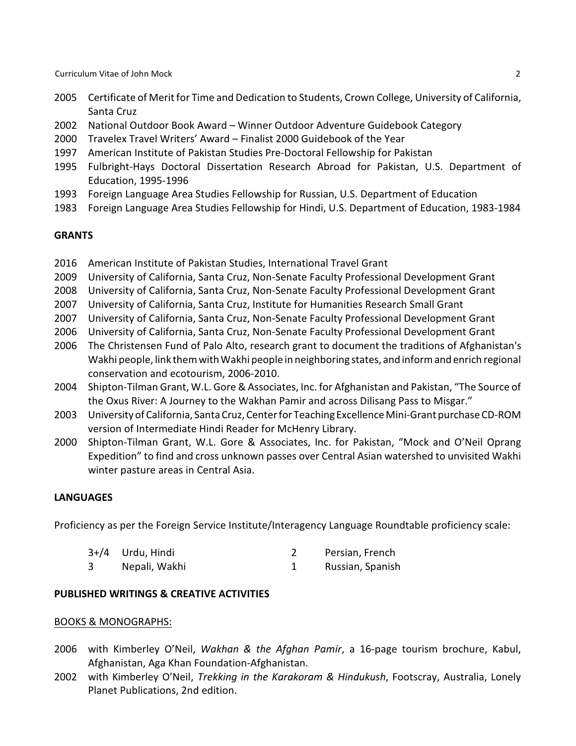2005 Certificate of Merit for Time and Dedication to Students, Crown College, University of California, Santa Cruz

2002 National Outdoor Book Award – Winner Outdoor Adventure Guidebook Category

2000 Travelex Travel Writers' Award – Finalist 2000 Guidebook of the Year

1997 American Institute of Pakistan Studies Pre-Doctoral Fellowship for Pakistan

1995 Fulbright-Hays Doctoral Dissertation Research Abroad for Pakistan, U.S. Department of Education, 1995-1996

1993 Foreign Language Area Studies Fellowship for Russian, U.S. Department of Education

1983 Foreign Language Area Studies Fellowship for Hindi, U.S. Department of Education, 1983-1984

**GRANTS**

2016 American Institute of Pakistan Studies, International Travel Grant

2009 University of California, Santa Cruz, Non-Senate Faculty Professional Development Grant

2008 University of California, Santa Cruz, Non-Senate Faculty Professional Development Grant

2007 University of California, Santa Cruz, Institute for Humanities Research Small Grant

2007 University of California, Santa Cruz, Non-Senate Faculty Professional Development Grant

2006 University of California, Santa Cruz, Non-Senate Faculty Professional Development Grant

2006 The Christensen Fund of Palo Alto, research grant to document the traditions of Afghanistan's Wakhi people, link them with Wakhi people in neighboring states, and inform and enrich regional conservation and ecotourism, 2006-2010.

2004 Shipton-Tilman Grant, W.L. Gore & Associates, Inc. for Afghanistan and Pakistan, "The Source of the Oxus River: A Journey to the Wakhan Pamir and across Dilisang Pass to Misgar."

2003 University of California, Santa Cruz, Center for Teaching Excellence Mini-Grant purchase CD-ROM version of Intermediate Hindi Reader for McHenry Library.

2000 Shipton-Tilman Grant, W.L. Gore & Associates, Inc. for Pakistan, "Mock and O'Neil Oprang Expedition" to find and cross unknown passes over Central Asian watershed to unvisited Wakhi winter pasture areas in Central Asia.

**LANGUAGES**

Proficiency as per the Foreign Service Institute/Interagency Language Roundtable proficiency scale:

| | | | |
|---|---|---|---|
| 3+/4 | Urdu, Hindi | 2 | Persian, French |
| 3 | Nepali, Wakhi | 1 | Russian, Spanish |

**PUBLISHED WRITINGS & CREATIVE ACTIVITIES**

BOOKS & MONOGRAPHS:

2006 with Kimberley O'Neil, *Wakhan & the Afghan Pamir*, a 16-page tourism brochure, Kabul, Afghanistan, Aga Khan Foundation-Afghanistan.

2002 with Kimberley O'Neil, *Trekking in the Karakoram & Hindukush*, Footscray, Australia, Lonely Planet Publications, 2nd edition.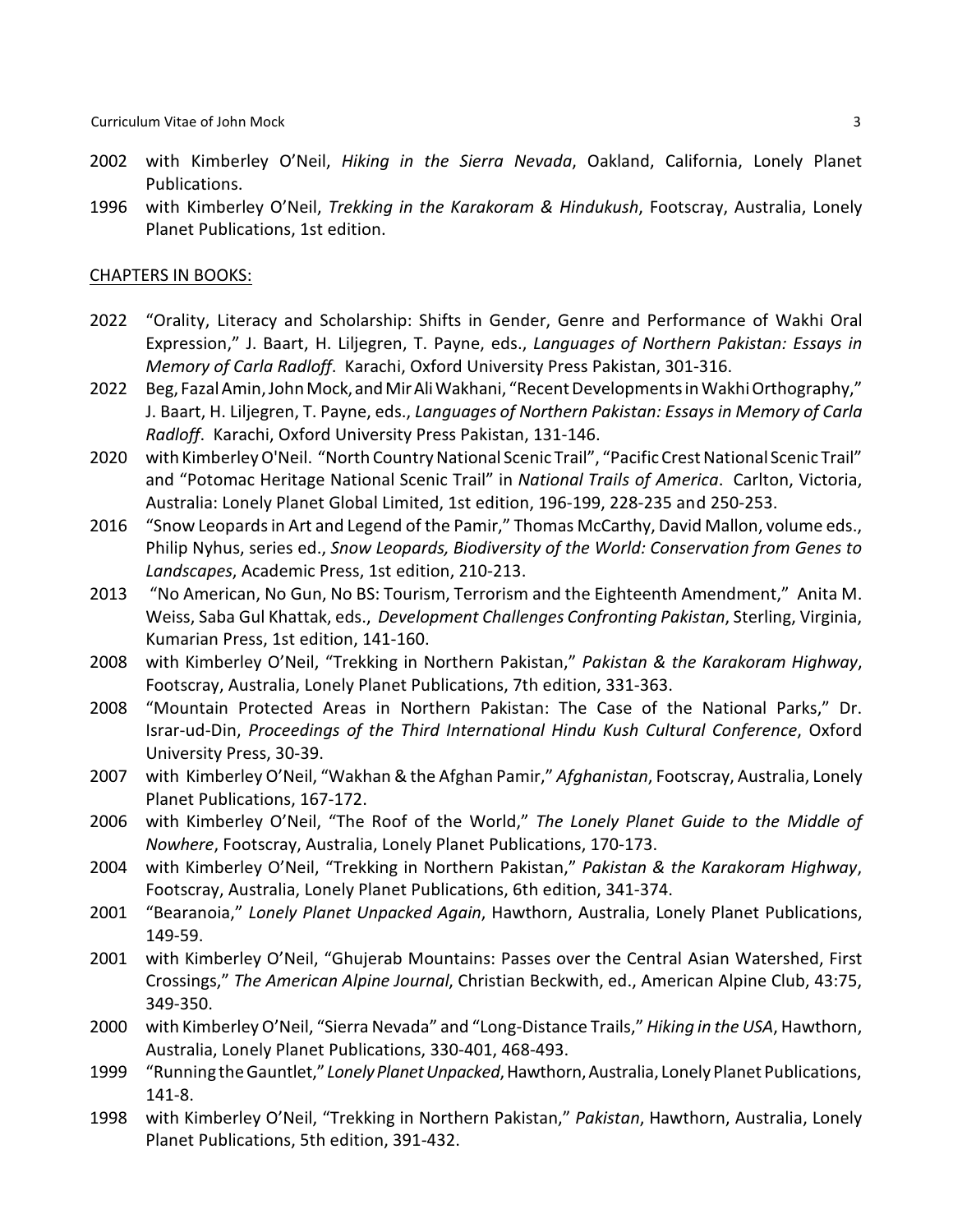2002 with Kimberley O'Neil, *Hiking in the Sierra Nevada*, Oakland, California, Lonely Planet Publications.

1996 with Kimberley O'Neil, *Trekking in the Karakoram & Hindukush*, Footscray, Australia, Lonely Planet Publications, 1st edition.

## CHAPTERS IN BOOKS:

2022 "Orality, Literacy and Scholarship: Shifts in Gender, Genre and Performance of Wakhi Oral Expression," J. Baart, H. Liljegren, T. Payne, eds., *Languages of Northern Pakistan: Essays in Memory of Carla Radloff*. Karachi, Oxford University Press Pakistan, 301-316.

2022 Beg, Fazal Amin, John Mock, and Mir Ali Wakhani, "Recent Developments in Wakhi Orthography," J. Baart, H. Liljegren, T. Payne, eds., *Languages of Northern Pakistan: Essays in Memory of Carla Radloff*. Karachi, Oxford University Press Pakistan, 131-146.

2020 with Kimberley O'Neil. "North Country National Scenic Trail", "Pacific Crest National Scenic Trail" and "Potomac Heritage National Scenic Trail" in *National Trails of America*. Carlton, Victoria, Australia: Lonely Planet Global Limited, 1st edition, 196-199, 228-235 and 250-253.

2016 "Snow Leopards in Art and Legend of the Pamir," Thomas McCarthy, David Mallon, volume eds., Philip Nyhus, series ed., *Snow Leopards, Biodiversity of the World: Conservation from Genes to Landscapes*, Academic Press, 1st edition, 210-213.

2013 "No American, No Gun, No BS: Tourism, Terrorism and the Eighteenth Amendment," Anita M. Weiss, Saba Gul Khattak, eds., *Development Challenges Confronting Pakistan*, Sterling, Virginia, Kumarian Press, 1st edition, 141-160.

2008 with Kimberley O'Neil, "Trekking in Northern Pakistan," *Pakistan & the Karakoram Highway*, Footscray, Australia, Lonely Planet Publications, 7th edition, 331-363.

2008 "Mountain Protected Areas in Northern Pakistan: The Case of the National Parks," Dr. Israr-ud-Din, *Proceedings of the Third International Hindu Kush Cultural Conference*, Oxford University Press, 30-39.

2007 with Kimberley O'Neil, "Wakhan & the Afghan Pamir," *Afghanistan*, Footscray, Australia, Lonely Planet Publications, 167-172.

2006 with Kimberley O'Neil, "The Roof of the World," *The Lonely Planet Guide to the Middle of Nowhere*, Footscray, Australia, Lonely Planet Publications, 170-173.

2004 with Kimberley O'Neil, "Trekking in Northern Pakistan," *Pakistan & the Karakoram Highway*, Footscray, Australia, Lonely Planet Publications, 6th edition, 341-374.

2001 "Bearanoia," *Lonely Planet Unpacked Again*, Hawthorn, Australia, Lonely Planet Publications, 149-59.

2001 with Kimberley O'Neil, "Ghujerab Mountains: Passes over the Central Asian Watershed, First Crossings," *The American Alpine Journal*, Christian Beckwith, ed., American Alpine Club, 43:75, 349-350.

2000 with Kimberley O'Neil, "Sierra Nevada" and "Long-Distance Trails," *Hiking in the USA*, Hawthorn, Australia, Lonely Planet Publications, 330-401, 468-493.

1999 "Running the Gauntlet," *Lonely Planet Unpacked*, Hawthorn, Australia, Lonely Planet Publications, 141-8.

1998 with Kimberley O'Neil, "Trekking in Northern Pakistan," *Pakistan*, Hawthorn, Australia, Lonely Planet Publications, 5th edition, 391-432.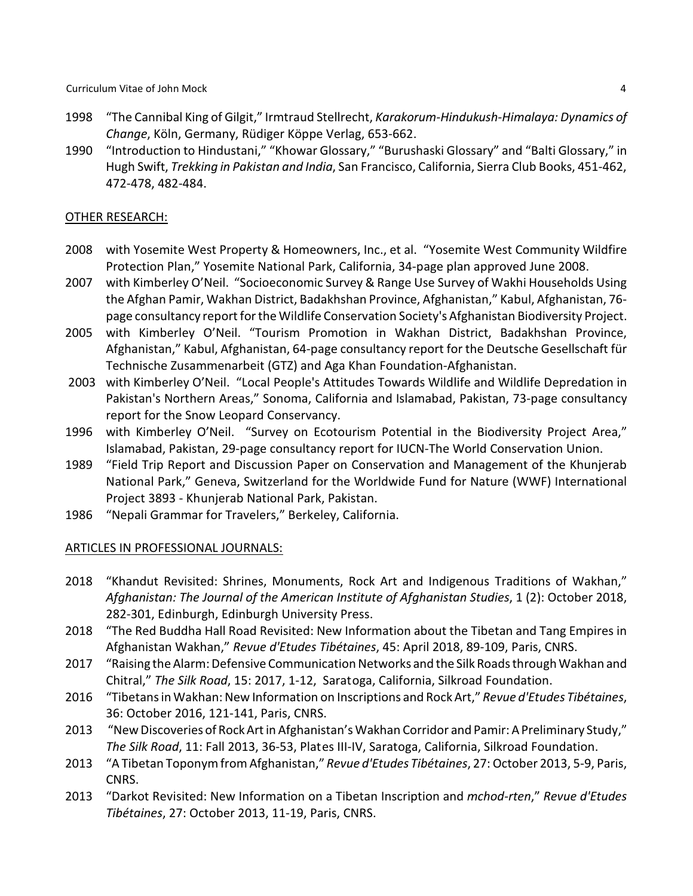1998 "The Cannibal King of Gilgit," Irmtraud Stellrecht, *Karakorum-Hindukush-Himalaya: Dynamics of Change*, Köln, Germany, Rüdiger Köppe Verlag, 653-662.

1990 "Introduction to Hindustani," "Khowar Glossary," "Burushaski Glossary" and "Balti Glossary," in Hugh Swift, *Trekking in Pakistan and India*, San Francisco, California, Sierra Club Books, 451-462, 472-478, 482-484.

## OTHER RESEARCH:

2008 with Yosemite West Property & Homeowners, Inc., et al. "Yosemite West Community Wildfire Protection Plan," Yosemite National Park, California, 34-page plan approved June 2008.

2007 with Kimberley O'Neil. "Socioeconomic Survey & Range Use Survey of Wakhi Households Using the Afghan Pamir, Wakhan District, Badakhshan Province, Afghanistan," Kabul, Afghanistan, 76-page consultancy report for the Wildlife Conservation Society's Afghanistan Biodiversity Project.

2005 with Kimberley O'Neil. "Tourism Promotion in Wakhan District, Badakhshan Province, Afghanistan," Kabul, Afghanistan, 64-page consultancy report for the Deutsche Gesellschaft für Technische Zusammenarbeit (GTZ) and Aga Khan Foundation-Afghanistan.

2003 with Kimberley O'Neil. "Local People's Attitudes Towards Wildlife and Wildlife Depredation in Pakistan's Northern Areas," Sonoma, California and Islamabad, Pakistan, 73-page consultancy report for the Snow Leopard Conservancy.

1996 with Kimberley O'Neil. "Survey on Ecotourism Potential in the Biodiversity Project Area," Islamabad, Pakistan, 29-page consultancy report for IUCN-The World Conservation Union.

1989 "Field Trip Report and Discussion Paper on Conservation and Management of the Khunjerab National Park," Geneva, Switzerland for the Worldwide Fund for Nature (WWF) International Project 3893 - Khunjerab National Park, Pakistan.

1986 "Nepali Grammar for Travelers," Berkeley, California.

## ARTICLES IN PROFESSIONAL JOURNALS:

2018 "Khandut Revisited: Shrines, Monuments, Rock Art and Indigenous Traditions of Wakhan," *Afghanistan: The Journal of the American Institute of Afghanistan Studies*, 1 (2): October 2018, 282-301, Edinburgh, Edinburgh University Press.

2018 "The Red Buddha Hall Road Revisited: New Information about the Tibetan and Tang Empires in Afghanistan Wakhan," *Revue d'Etudes Tibétaines*, 45: April 2018, 89-109, Paris, CNRS.

2017 "Raising the Alarm: Defensive Communication Networks and the Silk Roads through Wakhan and Chitral," *The Silk Road*, 15: 2017, 1-12, Saratoga, California, Silkroad Foundation.

2016 "Tibetans in Wakhan: New Information on Inscriptions and Rock Art," *Revue d'Etudes Tibétaines*, 36: October 2016, 121-141, Paris, CNRS.

2013 "New Discoveries of Rock Art in Afghanistan's Wakhan Corridor and Pamir: A Preliminary Study," *The Silk Road*, 11: Fall 2013, 36-53, Plates III-IV, Saratoga, California, Silkroad Foundation.

2013 "A Tibetan Toponym from Afghanistan," *Revue d'Etudes Tibétaines*, 27: October 2013, 5-9, Paris, CNRS.

2013 "Darkot Revisited: New Information on a Tibetan Inscription and *mchod-rten*," *Revue d'Etudes Tibétaines*, 27: October 2013, 11-19, Paris, CNRS.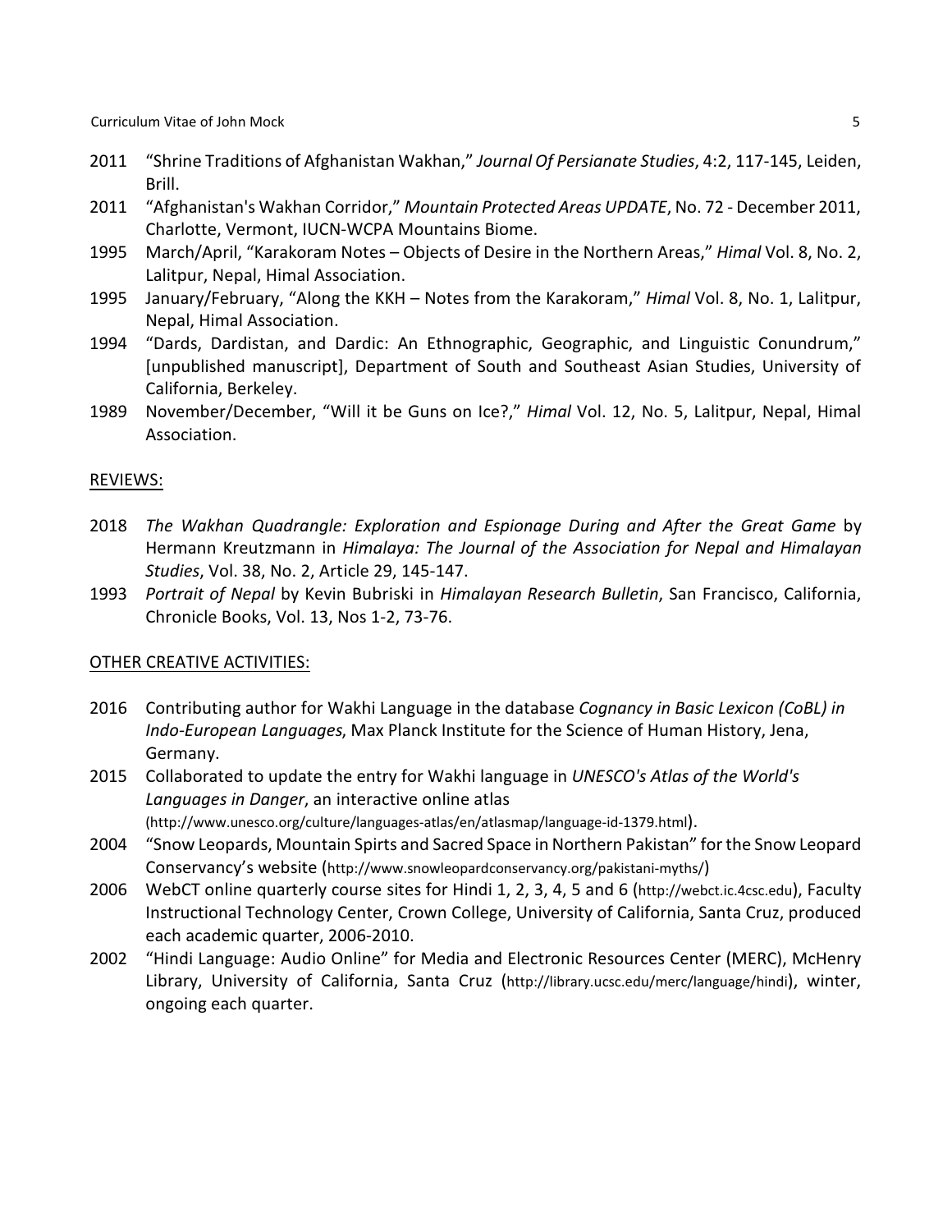2011 "Shrine Traditions of Afghanistan Wakhan," *Journal Of Persianate Studies*, 4:2, 117-145, Leiden, Brill.

2011 "Afghanistan's Wakhan Corridor," *Mountain Protected Areas UPDATE*, No. 72 - December 2011, Charlotte, Vermont, IUCN-WCPA Mountains Biome.

1995 March/April, "Karakoram Notes – Objects of Desire in the Northern Areas," *Himal* Vol. 8, No. 2, Lalitpur, Nepal, Himal Association.

1995 January/February, "Along the KKH – Notes from the Karakoram," *Himal* Vol. 8, No. 1, Lalitpur, Nepal, Himal Association.

1994 "Dards, Dardistan, and Dardic: An Ethnographic, Geographic, and Linguistic Conundrum," [unpublished manuscript], Department of South and Southeast Asian Studies, University of California, Berkeley.

1989 November/December, "Will it be Guns on Ice?," *Himal* Vol. 12, No. 5, Lalitpur, Nepal, Himal Association.

## REVIEWS:

2018 *The Wakhan Quadrangle: Exploration and Espionage During and After the Great Game* by Hermann Kreutzmann in *Himalaya: The Journal of the Association for Nepal and Himalayan Studies*, Vol. 38, No. 2, Article 29, 145-147.

1993 *Portrait of Nepal* by Kevin Bubriski in *Himalayan Research Bulletin*, San Francisco, California, Chronicle Books, Vol. 13, Nos 1-2, 73-76.

## OTHER CREATIVE ACTIVITIES:

2016 Contributing author for Wakhi Language in the database *Cognancy in Basic Lexicon (CoBL) in Indo-European Languages*, Max Planck Institute for the Science of Human History, Jena, Germany.

2015 Collaborated to update the entry for Wakhi language in *UNESCO's Atlas of the World's Languages in Danger*, an interactive online atlas (http://www.unesco.org/culture/languages-atlas/en/atlasmap/language-id-1379.html).

2004 "Snow Leopards, Mountain Spirts and Sacred Space in Northern Pakistan" for the Snow Leopard Conservancy's website (http://www.snowleopardconservancy.org/pakistani-myths/)

2006 WebCT online quarterly course sites for Hindi 1, 2, 3, 4, 5 and 6 (http://webct.ic.4csc.edu), Faculty Instructional Technology Center, Crown College, University of California, Santa Cruz, produced each academic quarter, 2006-2010.

2002 "Hindi Language: Audio Online" for Media and Electronic Resources Center (MERC), McHenry Library, University of California, Santa Cruz (http://library.ucsc.edu/merc/language/hindi), winter, ongoing each quarter.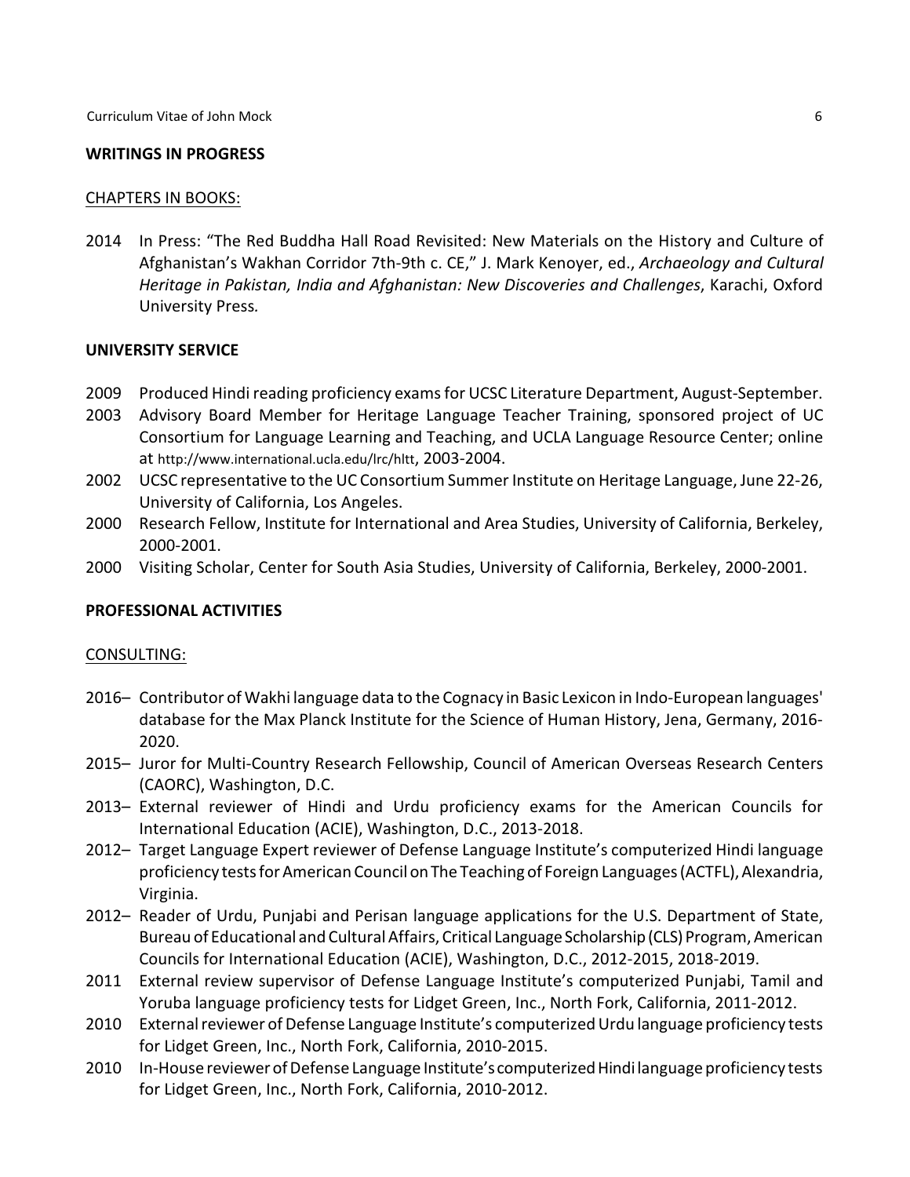## WRITINGS IN PROGRESS

### CHAPTERS IN BOOKS:

2014 In Press: "The Red Buddha Hall Road Revisited: New Materials on the History and Culture of Afghanistan's Wakhan Corridor 7th-9th c. CE," J. Mark Kenoyer, ed., *Archaeology and Cultural Heritage in Pakistan, India and Afghanistan: New Discoveries and Challenges*, Karachi, Oxford University Press.

## UNIVERSITY SERVICE

2009 Produced Hindi reading proficiency exams for UCSC Literature Department, August-September.

2003 Advisory Board Member for Heritage Language Teacher Training, sponsored project of UC Consortium for Language Learning and Teaching, and UCLA Language Resource Center; online at http://www.international.ucla.edu/lrc/hltt, 2003-2004.

2002 UCSC representative to the UC Consortium Summer Institute on Heritage Language, June 22-26, University of California, Los Angeles.

2000 Research Fellow, Institute for International and Area Studies, University of California, Berkeley, 2000-2001.

2000 Visiting Scholar, Center for South Asia Studies, University of California, Berkeley, 2000-2001.

## PROFESSIONAL ACTIVITIES

### CONSULTING:

2016– Contributor of Wakhi language data to the Cognacy in Basic Lexicon in Indo-European languages' database for the Max Planck Institute for the Science of Human History, Jena, Germany, 2016-2020.

2015– Juror for Multi-Country Research Fellowship, Council of American Overseas Research Centers (CAORC), Washington, D.C.

2013– External reviewer of Hindi and Urdu proficiency exams for the American Councils for International Education (ACIE), Washington, D.C., 2013-2018.

2012– Target Language Expert reviewer of Defense Language Institute's computerized Hindi language proficiency tests for American Council on The Teaching of Foreign Languages (ACTFL), Alexandria, Virginia.

2012– Reader of Urdu, Punjabi and Perisan language applications for the U.S. Department of State, Bureau of Educational and Cultural Affairs, Critical Language Scholarship (CLS) Program, American Councils for International Education (ACIE), Washington, D.C., 2012-2015, 2018-2019.

2011 External review supervisor of Defense Language Institute's computerized Punjabi, Tamil and Yoruba language proficiency tests for Lidget Green, Inc., North Fork, California, 2011-2012.

2010 External reviewer of Defense Language Institute's computerized Urdu language proficiency tests for Lidget Green, Inc., North Fork, California, 2010-2015.

2010 In-House reviewer of Defense Language Institute's computerized Hindi language proficiency tests for Lidget Green, Inc., North Fork, California, 2010-2012.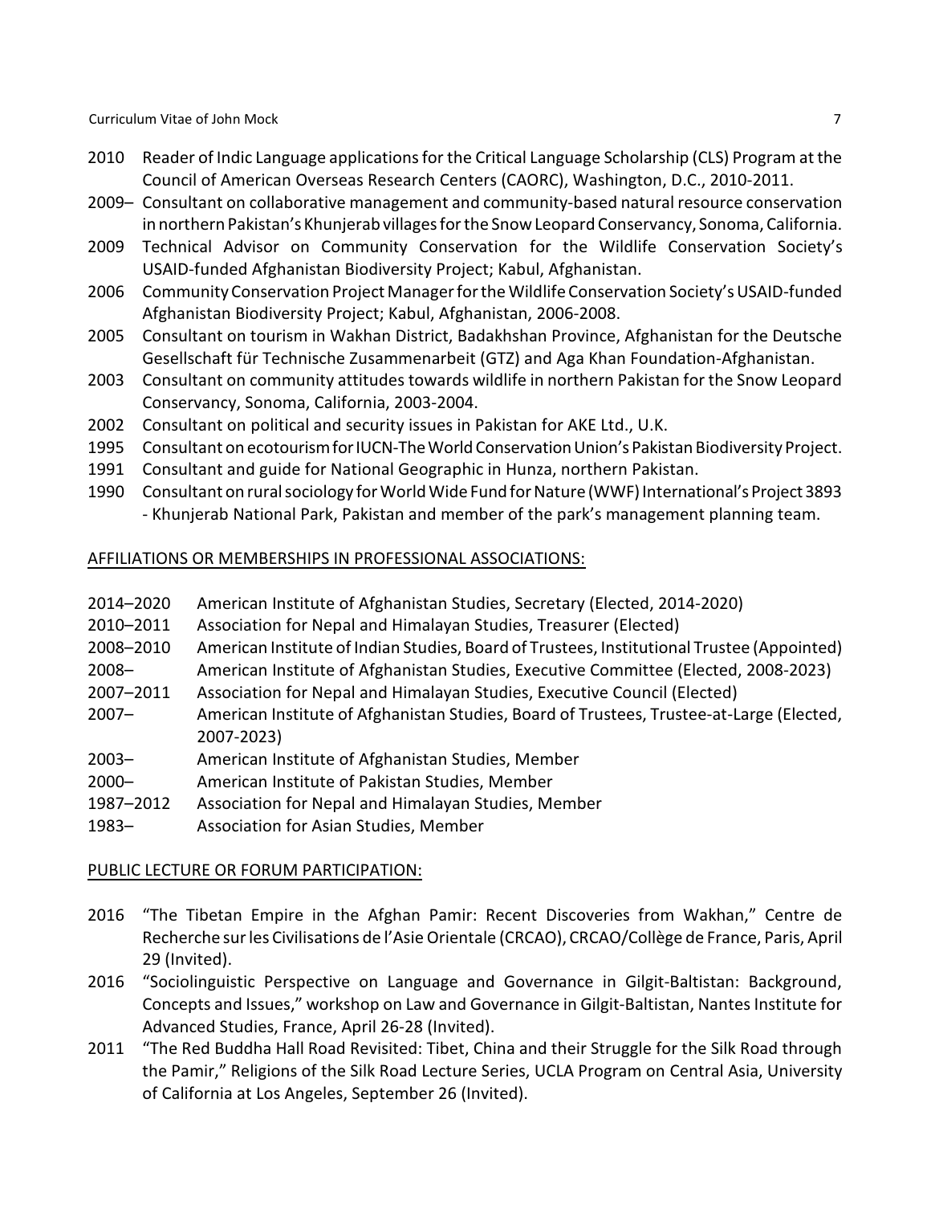2010 Reader of Indic Language applications for the Critical Language Scholarship (CLS) Program at the Council of American Overseas Research Centers (CAORC), Washington, D.C., 2010-2011.

2009– Consultant on collaborative management and community-based natural resource conservation in northern Pakistan's Khunjerab villages for the Snow Leopard Conservancy, Sonoma, California.

2009 Technical Advisor on Community Conservation for the Wildlife Conservation Society's USAID-funded Afghanistan Biodiversity Project; Kabul, Afghanistan.

2006 Community Conservation Project Manager for the Wildlife Conservation Society's USAID-funded Afghanistan Biodiversity Project; Kabul, Afghanistan, 2006-2008.

2005 Consultant on tourism in Wakhan District, Badakhshan Province, Afghanistan for the Deutsche Gesellschaft für Technische Zusammenarbeit (GTZ) and Aga Khan Foundation-Afghanistan.

2003 Consultant on community attitudes towards wildlife in northern Pakistan for the Snow Leopard Conservancy, Sonoma, California, 2003-2004.

2002 Consultant on political and security issues in Pakistan for AKE Ltd., U.K.

1995 Consultant on ecotourism for IUCN-The World Conservation Union's Pakistan Biodiversity Project.

1991 Consultant and guide for National Geographic in Hunza, northern Pakistan.

1990 Consultant on rural sociology for World Wide Fund for Nature (WWF) International's Project 3893 - Khunjerab National Park, Pakistan and member of the park's management planning team.

## AFFILIATIONS OR MEMBERSHIPS IN PROFESSIONAL ASSOCIATIONS:

2014–2020 American Institute of Afghanistan Studies, Secretary (Elected, 2014-2020)

2010–2011 Association for Nepal and Himalayan Studies, Treasurer (Elected)

2008–2010 American Institute of Indian Studies, Board of Trustees, Institutional Trustee (Appointed)

2008– American Institute of Afghanistan Studies, Executive Committee (Elected, 2008-2023)

2007–2011 Association for Nepal and Himalayan Studies, Executive Council (Elected)

2007– American Institute of Afghanistan Studies, Board of Trustees, Trustee-at-Large (Elected, 2007-2023)

2003– American Institute of Afghanistan Studies, Member

2000– American Institute of Pakistan Studies, Member

1987–2012 Association for Nepal and Himalayan Studies, Member

1983– Association for Asian Studies, Member

## PUBLIC LECTURE OR FORUM PARTICIPATION:

2016 "The Tibetan Empire in the Afghan Pamir: Recent Discoveries from Wakhan," Centre de Recherche sur les Civilisations de l'Asie Orientale (CRCAO), CRCAO/Collège de France, Paris, April 29 (Invited).

2016 "Sociolinguistic Perspective on Language and Governance in Gilgit-Baltistan: Background, Concepts and Issues," workshop on Law and Governance in Gilgit-Baltistan, Nantes Institute for Advanced Studies, France, April 26-28 (Invited).

2011 "The Red Buddha Hall Road Revisited: Tibet, China and their Struggle for the Silk Road through the Pamir," Religions of the Silk Road Lecture Series, UCLA Program on Central Asia, University of California at Los Angeles, September 26 (Invited).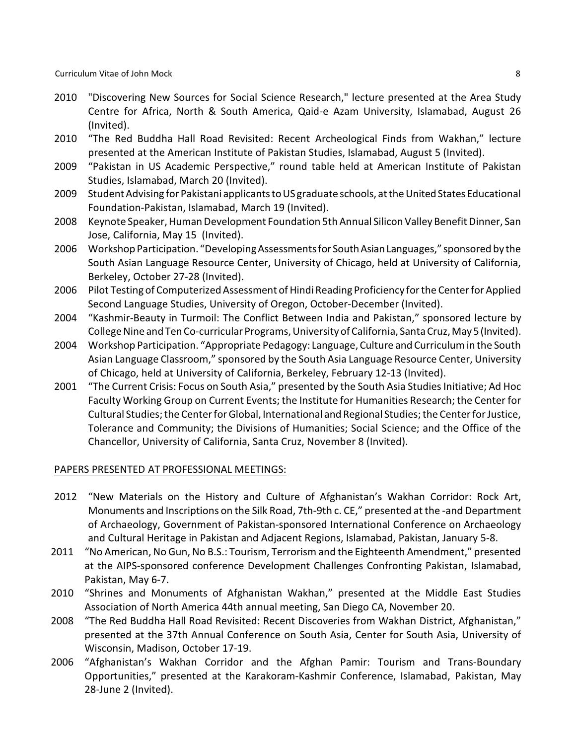2010 "Discovering New Sources for Social Science Research," lecture presented at the Area Study Centre for Africa, North & South America, Qaid-e Azam University, Islamabad, August 26 (Invited).

2010 "The Red Buddha Hall Road Revisited: Recent Archeological Finds from Wakhan," lecture presented at the American Institute of Pakistan Studies, Islamabad, August 5 (Invited).

2009 "Pakistan in US Academic Perspective," round table held at American Institute of Pakistan Studies, Islamabad, March 20 (Invited).

2009 Student Advising for Pakistani applicants to US graduate schools, at the United States Educational Foundation-Pakistan, Islamabad, March 19 (Invited).

2008 Keynote Speaker, Human Development Foundation 5th Annual Silicon Valley Benefit Dinner, San Jose, California, May 15 (Invited).

2006 Workshop Participation. "Developing Assessments for South Asian Languages," sponsored by the South Asian Language Resource Center, University of Chicago, held at University of California, Berkeley, October 27-28 (Invited).

2006 Pilot Testing of Computerized Assessment of Hindi Reading Proficiency for the Center for Applied Second Language Studies, University of Oregon, October-December (Invited).

2004 "Kashmir-Beauty in Turmoil: The Conflict Between India and Pakistan," sponsored lecture by College Nine and Ten Co-curricular Programs, University of California, Santa Cruz, May 5 (Invited).

2004 Workshop Participation. "Appropriate Pedagogy: Language, Culture and Curriculum in the South Asian Language Classroom," sponsored by the South Asia Language Resource Center, University of Chicago, held at University of California, Berkeley, February 12-13 (Invited).

2001 "The Current Crisis: Focus on South Asia," presented by the South Asia Studies Initiative; Ad Hoc Faculty Working Group on Current Events; the Institute for Humanities Research; the Center for Cultural Studies; the Center for Global, International and Regional Studies; the Center for Justice, Tolerance and Community; the Divisions of Humanities; Social Science; and the Office of the Chancellor, University of California, Santa Cruz, November 8 (Invited).

PAPERS PRESENTED AT PROFESSIONAL MEETINGS:

2012 "New Materials on the History and Culture of Afghanistan's Wakhan Corridor: Rock Art, Monuments and Inscriptions on the Silk Road, 7th-9th c. CE," presented at the -and Department of Archaeology, Government of Pakistan-sponsored International Conference on Archaeology and Cultural Heritage in Pakistan and Adjacent Regions, Islamabad, Pakistan, January 5-8.

2011 "No American, No Gun, No B.S.: Tourism, Terrorism and the Eighteenth Amendment," presented at the AIPS-sponsored conference Development Challenges Confronting Pakistan, Islamabad, Pakistan, May 6-7.

2010 "Shrines and Monuments of Afghanistan Wakhan," presented at the Middle East Studies Association of North America 44th annual meeting, San Diego CA, November 20.

2008 "The Red Buddha Hall Road Revisited: Recent Discoveries from Wakhan District, Afghanistan," presented at the 37th Annual Conference on South Asia, Center for South Asia, University of Wisconsin, Madison, October 17-19.

2006 "Afghanistan's Wakhan Corridor and the Afghan Pamir: Tourism and Trans-Boundary Opportunities," presented at the Karakoram-Kashmir Conference, Islamabad, Pakistan, May 28-June 2 (Invited).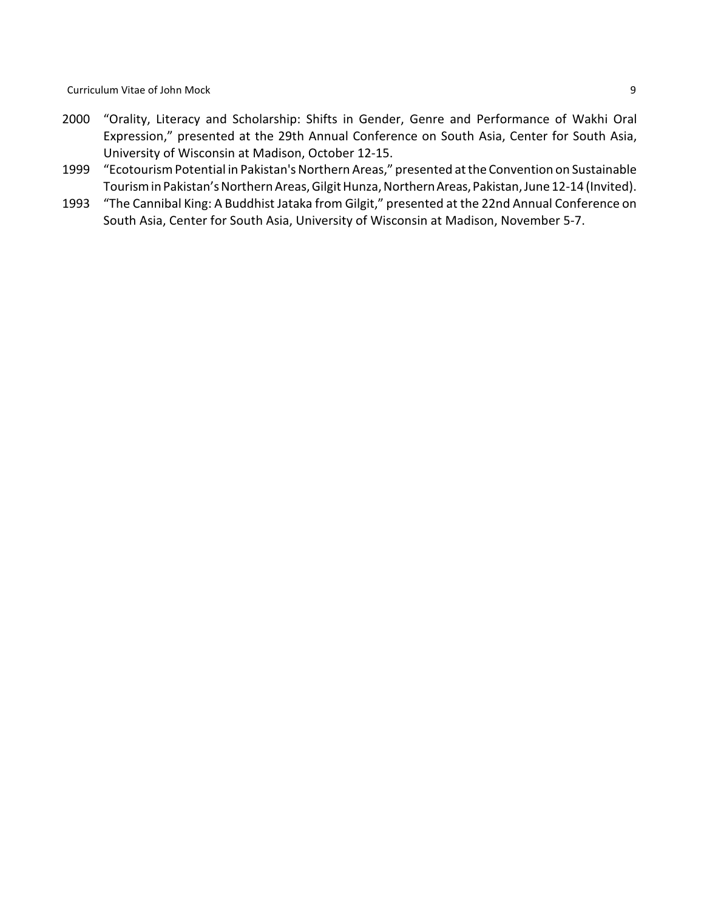2000 “Orality, Literacy and Scholarship: Shifts in Gender, Genre and Performance of Wakhi Oral Expression,” presented at the 29th Annual Conference on South Asia, Center for South Asia, University of Wisconsin at Madison, October 12-15.

1999 “Ecotourism Potential in Pakistan's Northern Areas,” presented at the Convention on Sustainable Tourism in Pakistan’s Northern Areas, Gilgit Hunza, Northern Areas, Pakistan, June 12-14 (Invited).

1993 “The Cannibal King: A Buddhist Jataka from Gilgit,” presented at the 22nd Annual Conference on South Asia, Center for South Asia, University of Wisconsin at Madison, November 5-7.